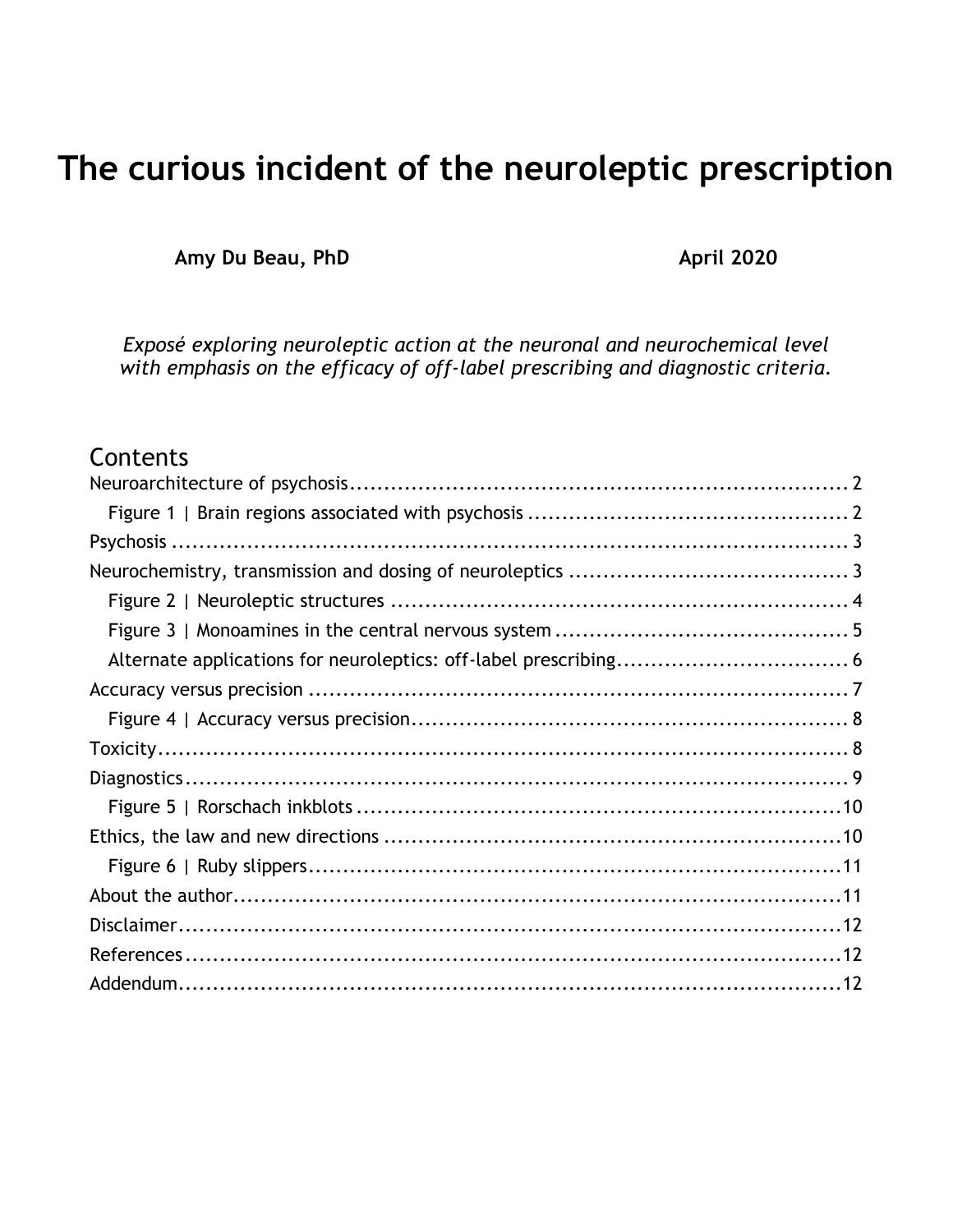# The curious incident of the neuroleptic prescription

**Amy Du Beau, PhD** **April 2020**

*Exposé exploring neuroleptic action at the neuronal and neurochemical level with emphasis on the efficacy of off-label prescribing and diagnostic criteria.*

## Contents

- Neuroarchitecture of psychosis ........ 2
  - Figure 1 | Brain regions associated with psychosis ........ 2
- Psychosis ........ 3
- Neurochemistry, transmission and dosing of neuroleptics ........ 3
  - Figure 2 | Neuroleptic structures ........ 4
  - Figure 3 | Monoamines in the central nervous system ........ 5
  - Alternate applications for neuroleptics: off-label prescribing ........ 6
- Accuracy versus precision ........ 7
  - Figure 4 | Accuracy versus precision ........ 8
- Toxicity ........ 8
- Diagnostics ........ 9
  - Figure 5 | Rorschach inkblots ........ 10
- Ethics, the law and new directions ........ 10
  - Figure 6 | Ruby slippers ........ 11
- About the author ........ 11
- Disclaimer ........ 12
- References ........ 12
- Addendum ........ 12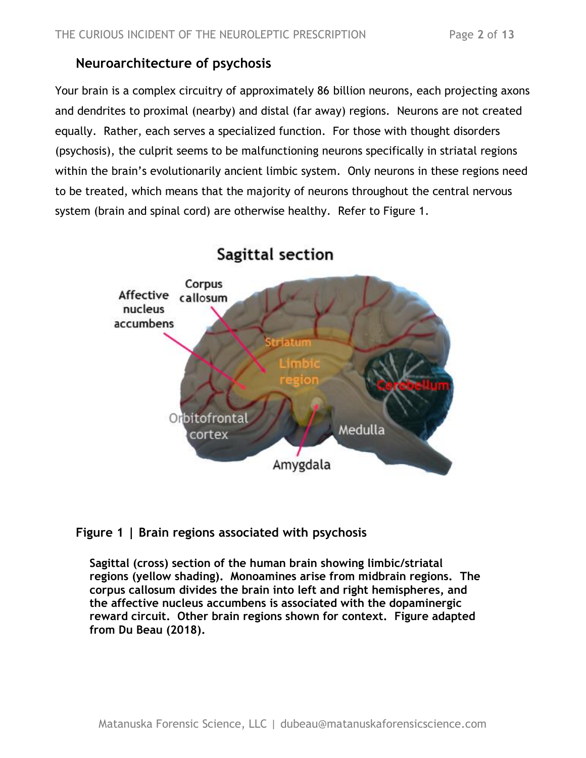## Neuroarchitecture of psychosis

Your brain is a complex circuitry of approximately 86 billion neurons, each projecting axons and dendrites to proximal (nearby) and distal (far away) regions. Neurons are not created equally. Rather, each serves a specialized function. For those with thought disorders (psychosis), the culprit seems to be malfunctioning neurons specifically in striatal regions within the brain's evolutionarily ancient limbic system. Only neurons in these regions need to be treated, which means that the majority of neurons throughout the central nervous system (brain and spinal cord) are otherwise healthy. Refer to Figure 1.

**Figure 1 | Brain regions associated with psychosis**

**Sagittal (cross) section of the human brain showing limbic/striatal regions (yellow shading). Monoamines arise from midbrain regions. The corpus callosum divides the brain into left and right hemispheres, and the affective nucleus accumbens is associated with the dopaminergic reward circuit. Other brain regions shown for context. Figure adapted from Du Beau (2018).**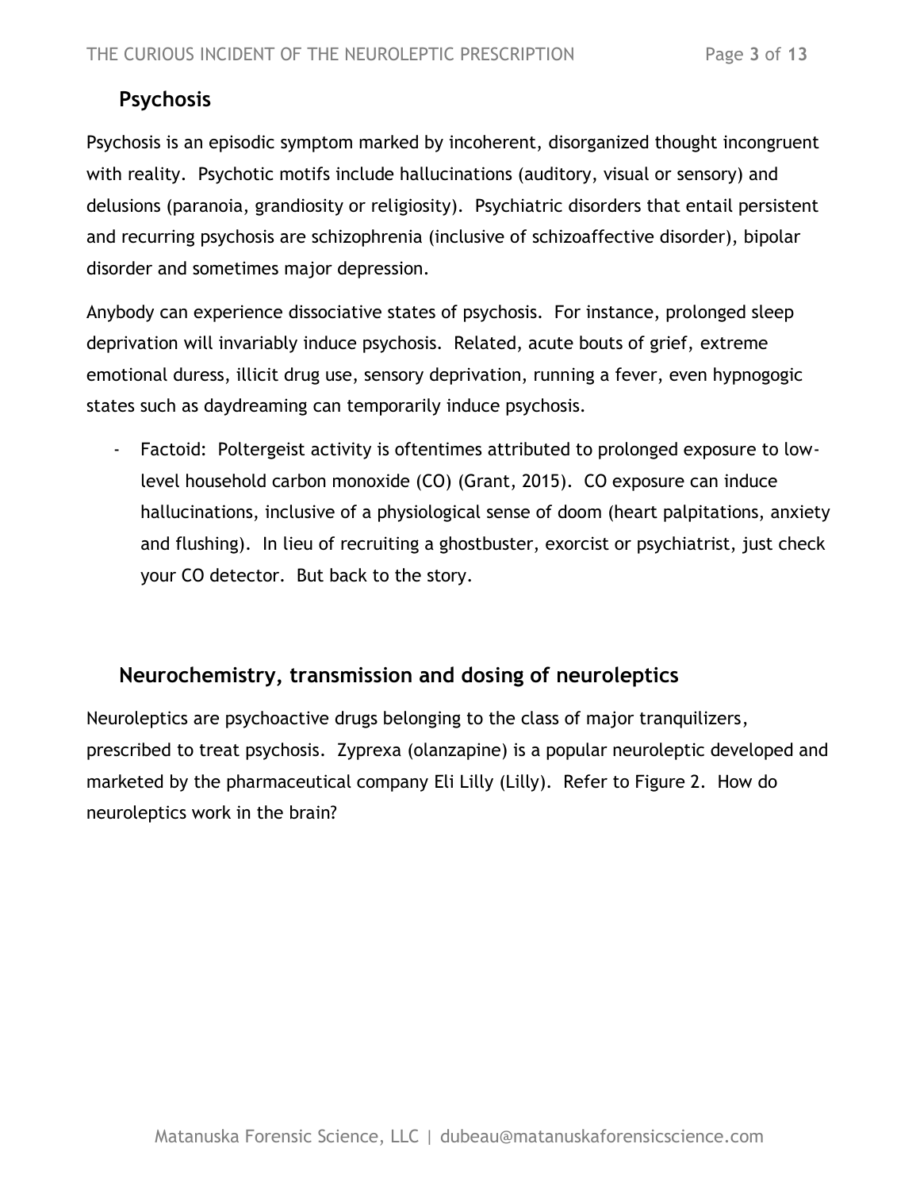## Psychosis

Psychosis is an episodic symptom marked by incoherent, disorganized thought incongruent with reality. Psychotic motifs include hallucinations (auditory, visual or sensory) and delusions (paranoia, grandiosity or religiosity). Psychiatric disorders that entail persistent and recurring psychosis are schizophrenia (inclusive of schizoaffective disorder), bipolar disorder and sometimes major depression.

Anybody can experience dissociative states of psychosis. For instance, prolonged sleep deprivation will invariably induce psychosis. Related, acute bouts of grief, extreme emotional duress, illicit drug use, sensory deprivation, running a fever, even hypnogogic states such as daydreaming can temporarily induce psychosis.

- Factoid: Poltergeist activity is oftentimes attributed to prolonged exposure to low-level household carbon monoxide (CO) (Grant, 2015). CO exposure can induce hallucinations, inclusive of a physiological sense of doom (heart palpitations, anxiety and flushing). In lieu of recruiting a ghostbuster, exorcist or psychiatrist, just check your CO detector. But back to the story.

## Neurochemistry, transmission and dosing of neuroleptics

Neuroleptics are psychoactive drugs belonging to the class of major tranquilizers, prescribed to treat psychosis. Zyprexa (olanzapine) is a popular neuroleptic developed and marketed by the pharmaceutical company Eli Lilly (Lilly). Refer to Figure 2. How do neuroleptics work in the brain?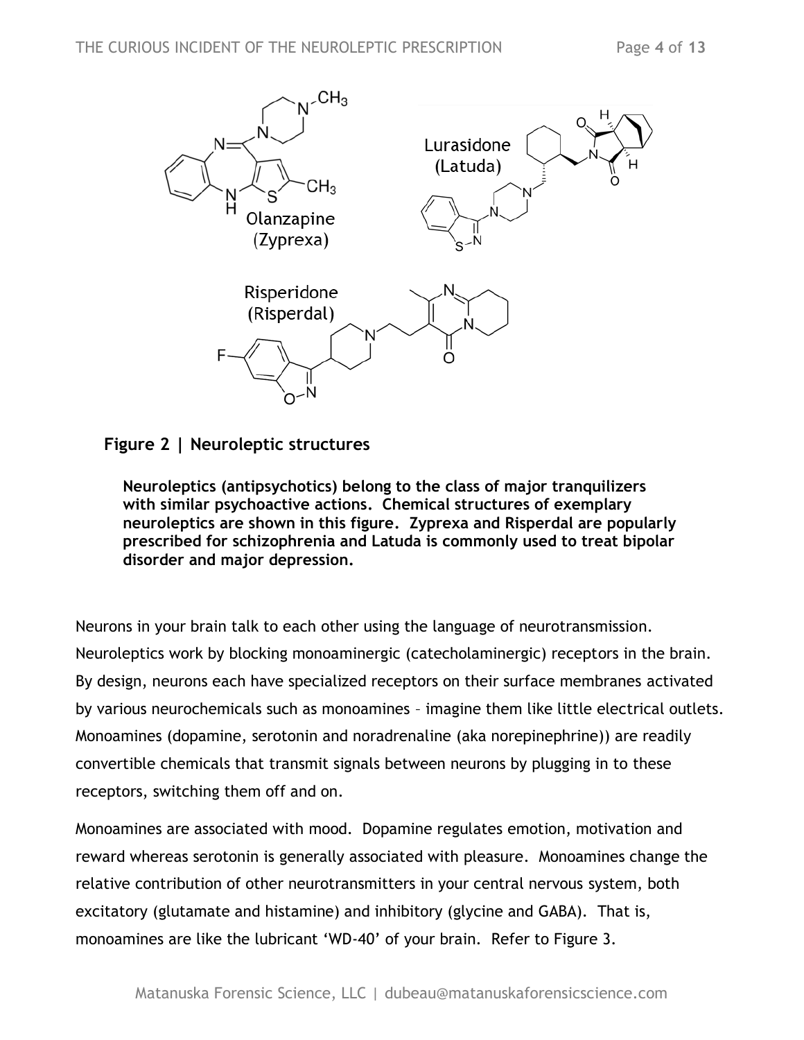Olanzapine
(Zyprexa)

Lurasidone
(Latuda)

Risperidone
(Risperdal)

**Figure 2 | Neuroleptic structures**

**Neuroleptics (antipsychotics) belong to the class of major tranquilizers with similar psychoactive actions. Chemical structures of exemplary neuroleptics are shown in this figure. Zyprexa and Risperdal are popularly prescribed for schizophrenia and Latuda is commonly used to treat bipolar disorder and major depression.**

Neurons in your brain talk to each other using the language of neurotransmission. Neuroleptics work by blocking monoaminergic (catecholaminergic) receptors in the brain. By design, neurons each have specialized receptors on their surface membranes activated by various neurochemicals such as monoamines – imagine them like little electrical outlets. Monoamines (dopamine, serotonin and noradrenaline (aka norepinephrine)) are readily convertible chemicals that transmit signals between neurons by plugging in to these receptors, switching them off and on.

Monoamines are associated with mood. Dopamine regulates emotion, motivation and reward whereas serotonin is generally associated with pleasure. Monoamines change the relative contribution of other neurotransmitters in your central nervous system, both excitatory (glutamate and histamine) and inhibitory (glycine and GABA). That is, monoamines are like the lubricant 'WD-40' of your brain. Refer to Figure 3.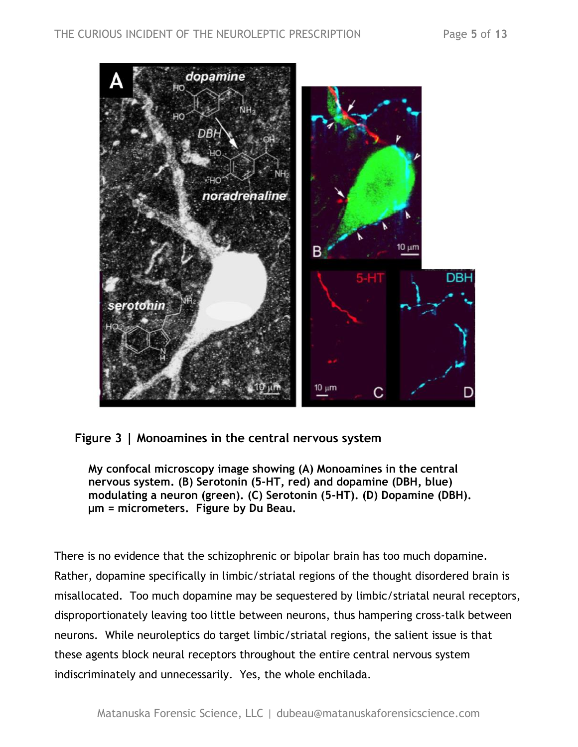**Figure 3 | Monoamines in the central nervous system**

**My confocal microscopy image showing (A) Monoamines in the central nervous system. (B) Serotonin (5-HT, red) and dopamine (DBH, blue) modulating a neuron (green). (C) Serotonin (5-HT). (D) Dopamine (DBH). µm = micrometers. Figure by Du Beau.**

There is no evidence that the schizophrenic or bipolar brain has too much dopamine. Rather, dopamine specifically in limbic/striatal regions of the thought disordered brain is misallocated. Too much dopamine may be sequestered by limbic/striatal neural receptors, disproportionately leaving too little between neurons, thus hampering cross-talk between neurons. While neuroleptics do target limbic/striatal regions, the salient issue is that these agents block neural receptors throughout the entire central nervous system indiscriminately and unnecessarily. Yes, the whole enchilada.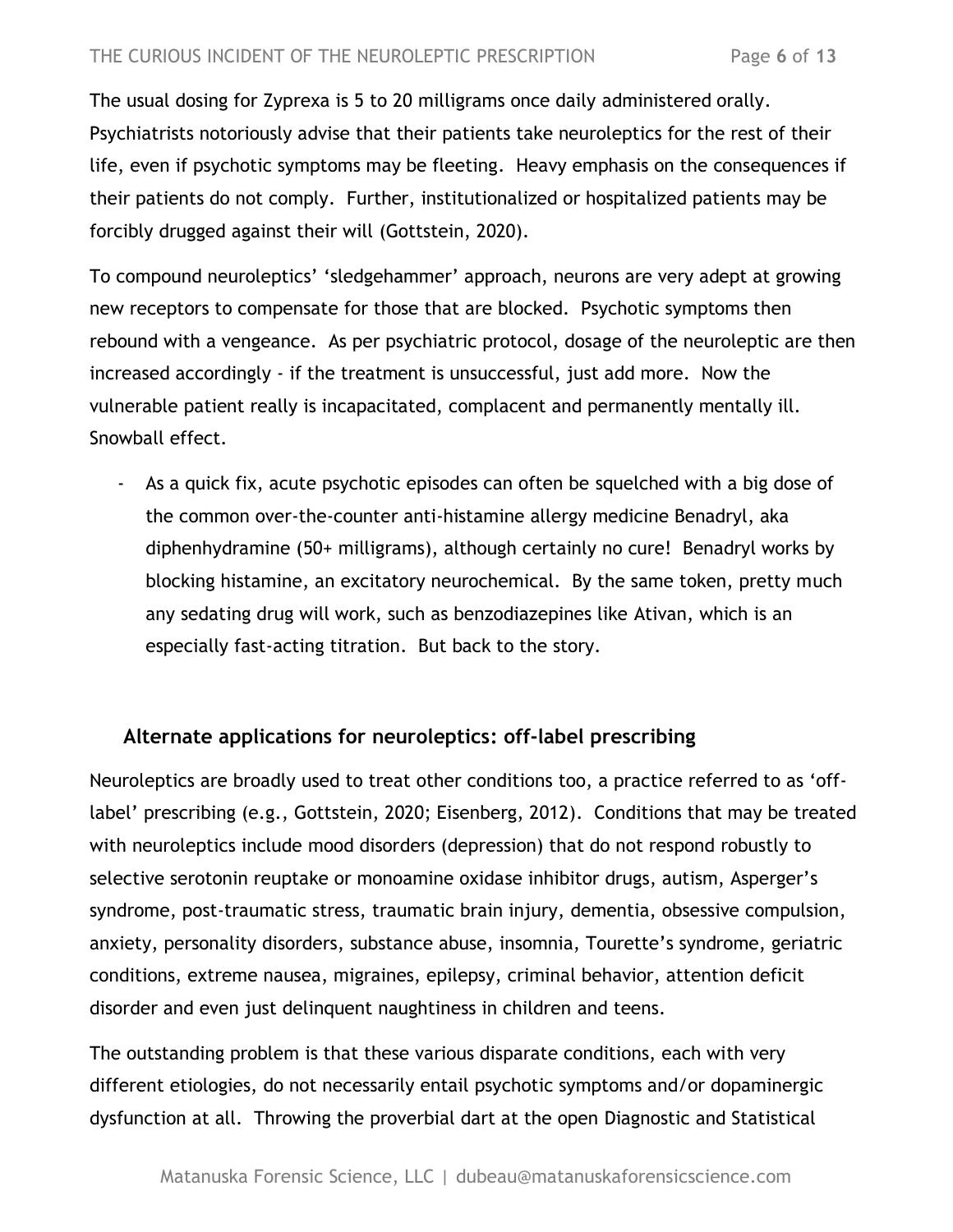The usual dosing for Zyprexa is 5 to 20 milligrams once daily administered orally. Psychiatrists notoriously advise that their patients take neuroleptics for the rest of their life, even if psychotic symptoms may be fleeting. Heavy emphasis on the consequences if their patients do not comply. Further, institutionalized or hospitalized patients may be forcibly drugged against their will (Gottstein, 2020).

To compound neuroleptics' 'sledgehammer' approach, neurons are very adept at growing new receptors to compensate for those that are blocked. Psychotic symptoms then rebound with a vengeance. As per psychiatric protocol, dosage of the neuroleptic are then increased accordingly - if the treatment is unsuccessful, just add more. Now the vulnerable patient really is incapacitated, complacent and permanently mentally ill. Snowball effect.

- As a quick fix, acute psychotic episodes can often be squelched with a big dose of the common over-the-counter anti-histamine allergy medicine Benadryl, aka diphenhydramine (50+ milligrams), although certainly no cure! Benadryl works by blocking histamine, an excitatory neurochemical. By the same token, pretty much any sedating drug will work, such as benzodiazepines like Ativan, which is an especially fast-acting titration. But back to the story.

## Alternate applications for neuroleptics: off-label prescribing

Neuroleptics are broadly used to treat other conditions too, a practice referred to as 'off-label' prescribing (e.g., Gottstein, 2020; Eisenberg, 2012). Conditions that may be treated with neuroleptics include mood disorders (depression) that do not respond robustly to selective serotonin reuptake or monoamine oxidase inhibitor drugs, autism, Asperger's syndrome, post-traumatic stress, traumatic brain injury, dementia, obsessive compulsion, anxiety, personality disorders, substance abuse, insomnia, Tourette's syndrome, geriatric conditions, extreme nausea, migraines, epilepsy, criminal behavior, attention deficit disorder and even just delinquent naughtiness in children and teens.

The outstanding problem is that these various disparate conditions, each with very different etiologies, do not necessarily entail psychotic symptoms and/or dopaminergic dysfunction at all. Throwing the proverbial dart at the open Diagnostic and Statistical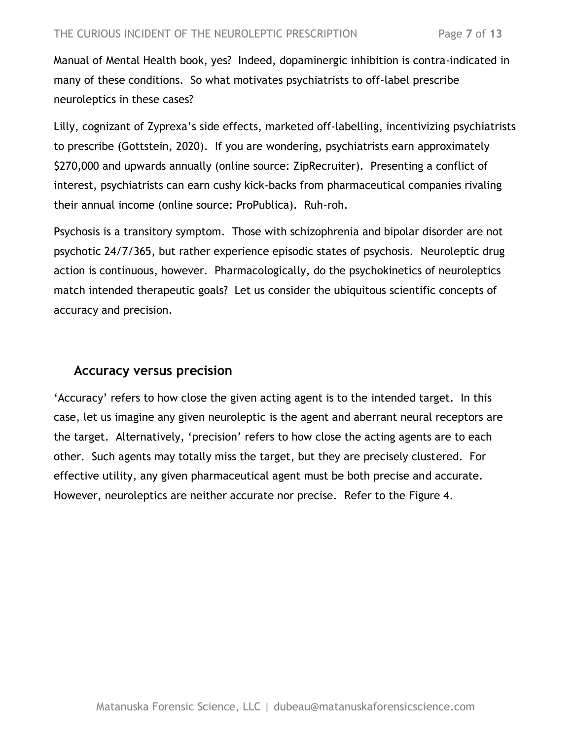Manual of Mental Health book, yes? Indeed, dopaminergic inhibition is contra-indicated in many of these conditions. So what motivates psychiatrists to off-label prescribe neuroleptics in these cases?

Lilly, cognizant of Zyprexa's side effects, marketed off-labelling, incentivizing psychiatrists to prescribe (Gottstein, 2020). If you are wondering, psychiatrists earn approximately $270,000 and upwards annually (online source: ZipRecruiter). Presenting a conflict of interest, psychiatrists can earn cushy kick-backs from pharmaceutical companies rivaling their annual income (online source: ProPublica). Ruh-roh.

Psychosis is a transitory symptom. Those with schizophrenia and bipolar disorder are not psychotic 24/7/365, but rather experience episodic states of psychosis. Neuroleptic drug action is continuous, however. Pharmacologically, do the psychokinetics of neuroleptics match intended therapeutic goals? Let us consider the ubiquitous scientific concepts of accuracy and precision.

## Accuracy versus precision

'Accuracy' refers to how close the given acting agent is to the intended target. In this case, let us imagine any given neuroleptic is the agent and aberrant neural receptors are the target. Alternatively, 'precision' refers to how close the acting agents are to each other. Such agents may totally miss the target, but they are precisely clustered. For effective utility, any given pharmaceutical agent must be both precise and accurate. However, neuroleptics are neither accurate nor precise. Refer to the Figure 4.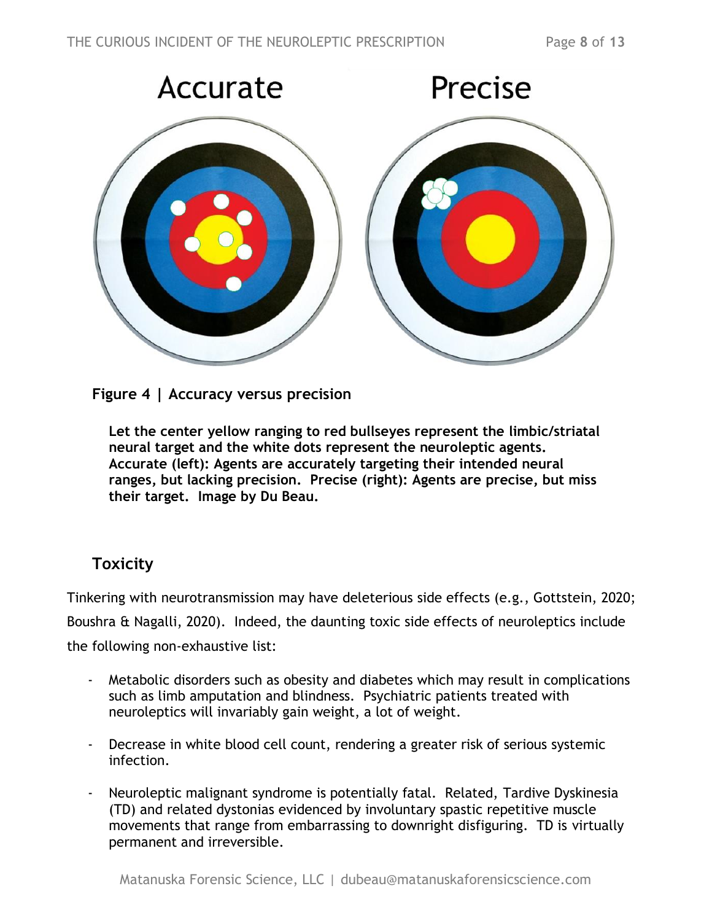**Figure 4 | Accuracy versus precision**

**Let the center yellow ranging to red bullseyes represent the limbic/striatal neural target and the white dots represent the neuroleptic agents. Accurate (left): Agents are accurately targeting their intended neural ranges, but lacking precision. Precise (right): Agents are precise, but miss their target. Image by Du Beau.**

## Toxicity

Tinkering with neurotransmission may have deleterious side effects (e.g., Gottstein, 2020; Boushra & Nagalli, 2020). Indeed, the daunting toxic side effects of neuroleptics include the following non-exhaustive list:

- Metabolic disorders such as obesity and diabetes which may result in complications such as limb amputation and blindness. Psychiatric patients treated with neuroleptics will invariably gain weight, a lot of weight.

- Decrease in white blood cell count, rendering a greater risk of serious systemic infection.

- Neuroleptic malignant syndrome is potentially fatal. Related, Tardive Dyskinesia (TD) and related dystonias evidenced by involuntary spastic repetitive muscle movements that range from embarrassing to downright disfiguring. TD is virtually permanent and irreversible.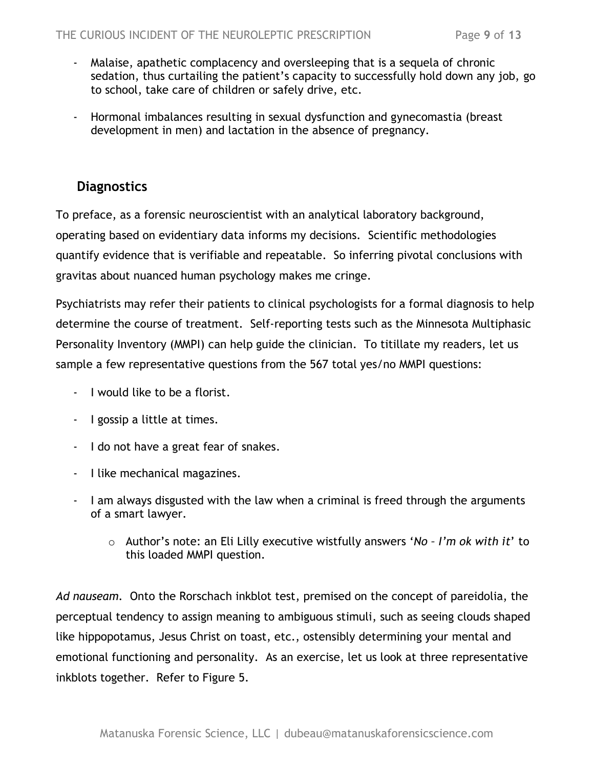- Malaise, apathetic complacency and oversleeping that is a sequela of chronic sedation, thus curtailing the patient's capacity to successfully hold down any job, go to school, take care of children or safely drive, etc.

- Hormonal imbalances resulting in sexual dysfunction and gynecomastia (breast development in men) and lactation in the absence of pregnancy.

## Diagnostics

To preface, as a forensic neuroscientist with an analytical laboratory background, operating based on evidentiary data informs my decisions. Scientific methodologies quantify evidence that is verifiable and repeatable. So inferring pivotal conclusions with gravitas about nuanced human psychology makes me cringe.

Psychiatrists may refer their patients to clinical psychologists for a formal diagnosis to help determine the course of treatment. Self-reporting tests such as the Minnesota Multiphasic Personality Inventory (MMPI) can help guide the clinician. To titillate my readers, let us sample a few representative questions from the 567 total yes/no MMPI questions:

- I would like to be a florist.
- I gossip a little at times.
- I do not have a great fear of snakes.
- I like mechanical magazines.
- I am always disgusted with the law when a criminal is freed through the arguments of a smart lawyer.
    - Author's note: an Eli Lilly executive wistfully answers '*No – I'm ok with it*' to this loaded MMPI question.

*Ad nauseam*. Onto the Rorschach inkblot test, premised on the concept of pareidolia, the perceptual tendency to assign meaning to ambiguous stimuli, such as seeing clouds shaped like hippopotamus, Jesus Christ on toast, etc., ostensibly determining your mental and emotional functioning and personality. As an exercise, let us look at three representative inkblots together. Refer to Figure 5.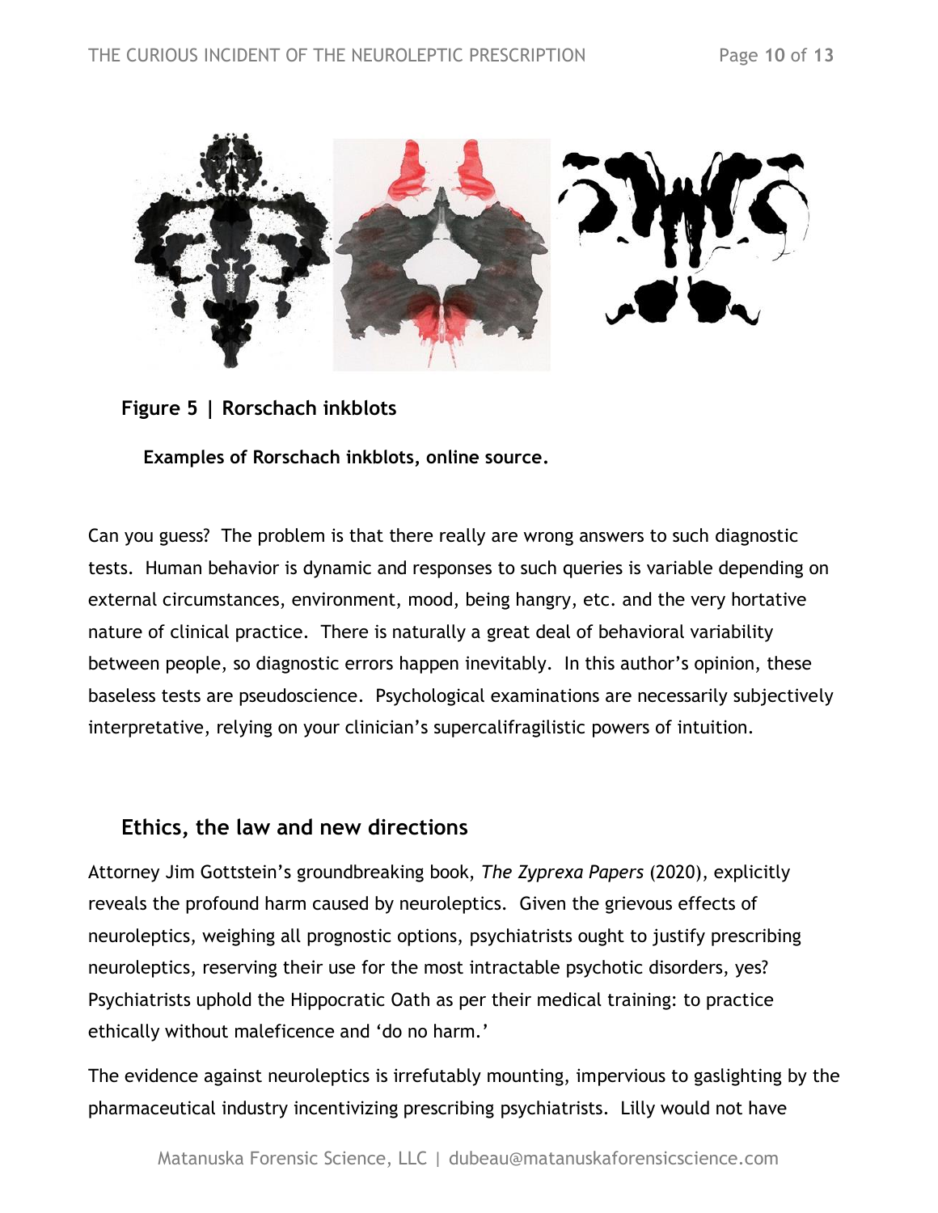**Figure 5 | Rorschach inkblots**

**Examples of Rorschach inkblots, online source.**

Can you guess? The problem is that there really are wrong answers to such diagnostic tests. Human behavior is dynamic and responses to such queries is variable depending on external circumstances, environment, mood, being hangry, etc. and the very hortative nature of clinical practice. There is naturally a great deal of behavioral variability between people, so diagnostic errors happen inevitably. In this author's opinion, these baseless tests are pseudoscience. Psychological examinations are necessarily subjectively interpretative, relying on your clinician's supercalifragilistic powers of intuition.

## Ethics, the law and new directions

Attorney Jim Gottstein's groundbreaking book, *The Zyprexa Papers* (2020), explicitly reveals the profound harm caused by neuroleptics. Given the grievous effects of neuroleptics, weighing all prognostic options, psychiatrists ought to justify prescribing neuroleptics, reserving their use for the most intractable psychotic disorders, yes? Psychiatrists uphold the Hippocratic Oath as per their medical training: to practice ethically without maleficence and 'do no harm.'

The evidence against neuroleptics is irrefutably mounting, impervious to gaslighting by the pharmaceutical industry incentivizing prescribing psychiatrists. Lilly would not have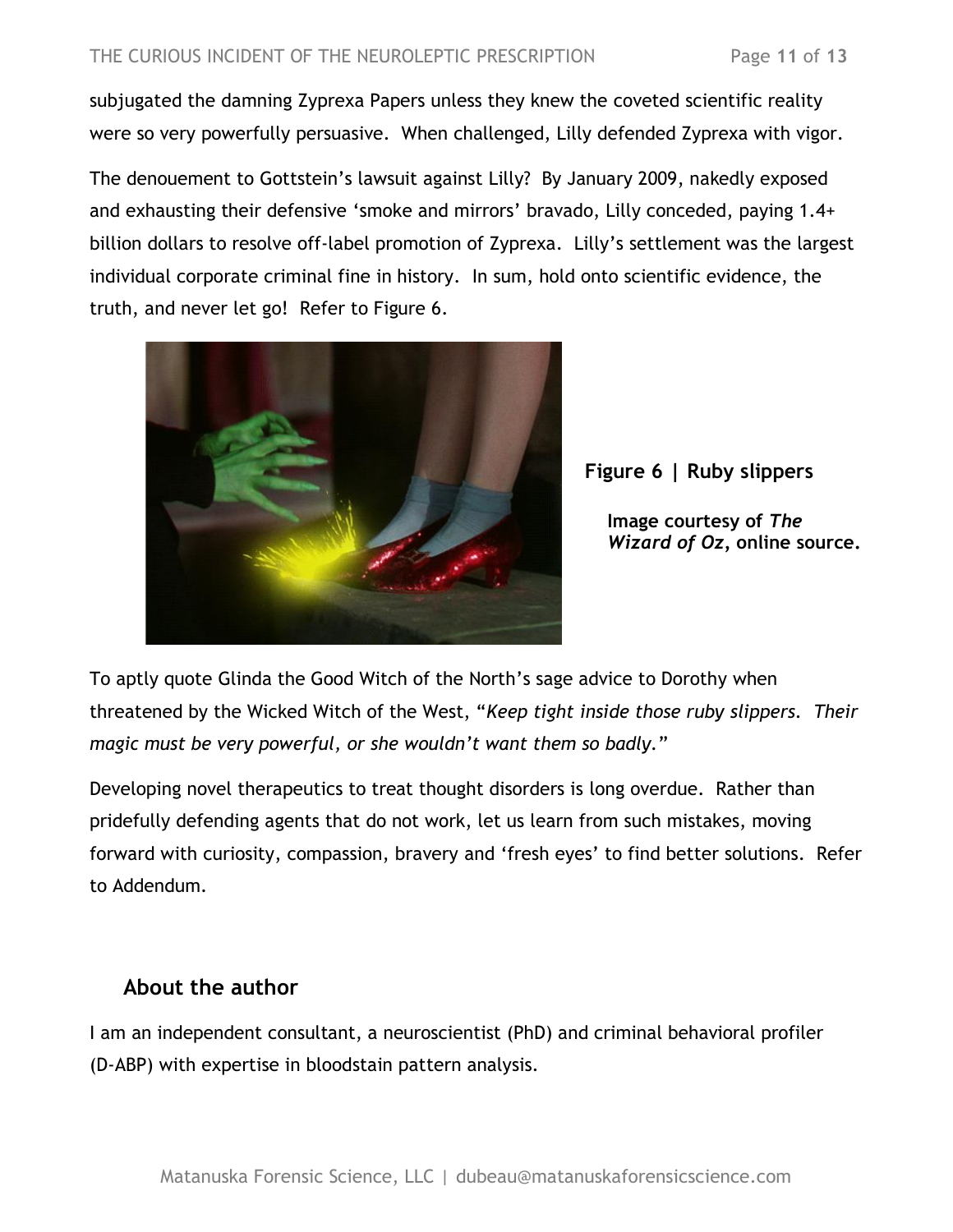subjugated the damning Zyprexa Papers unless they knew the coveted scientific reality were so very powerfully persuasive. When challenged, Lilly defended Zyprexa with vigor.

The denouement to Gottstein's lawsuit against Lilly? By January 2009, nakedly exposed and exhausting their defensive 'smoke and mirrors' bravado, Lilly conceded, paying 1.4+ billion dollars to resolve off-label promotion of Zyprexa. Lilly's settlement was the largest individual corporate criminal fine in history. In sum, hold onto scientific evidence, the truth, and never let go! Refer to Figure 6.

**Figure 6 | Ruby slippers**

**Image courtesy of *The Wizard of Oz*, online source.**

To aptly quote Glinda the Good Witch of the North's sage advice to Dorothy when threatened by the Wicked Witch of the West, "*Keep tight inside those ruby slippers. Their magic must be very powerful, or she wouldn't want them so badly.*"

Developing novel therapeutics to treat thought disorders is long overdue. Rather than pridefully defending agents that do not work, let us learn from such mistakes, moving forward with curiosity, compassion, bravery and 'fresh eyes' to find better solutions. Refer to Addendum.

## About the author

I am an independent consultant, a neuroscientist (PhD) and criminal behavioral profiler (D-ABP) with expertise in bloodstain pattern analysis.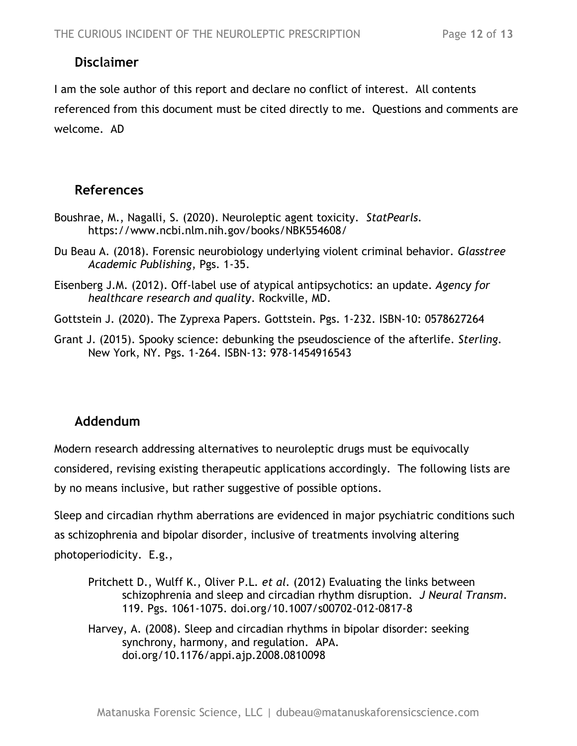## Disclaimer

I am the sole author of this report and declare no conflict of interest. All contents referenced from this document must be cited directly to me. Questions and comments are welcome. AD

## References

Boushrae, M., Nagalli, S. (2020). Neuroleptic agent toxicity. *StatPearls.* https://www.ncbi.nlm.nih.gov/books/NBK554608/

Du Beau A. (2018). Forensic neurobiology underlying violent criminal behavior. *Glasstree Academic Publishing*, Pgs. 1-35.

Eisenberg J.M. (2012). Off-label use of atypical antipsychotics: an update. *Agency for healthcare research and quality*. Rockville, MD.

Gottstein J. (2020). The Zyprexa Papers. Gottstein. Pgs. 1-232. ISBN-10: 0578627264

Grant J. (2015). Spooky science: debunking the pseudoscience of the afterlife. *Sterling.* New York, NY. Pgs. 1-264. ISBN-13: 978-1454916543

## Addendum

Modern research addressing alternatives to neuroleptic drugs must be equivocally considered, revising existing therapeutic applications accordingly. The following lists are by no means inclusive, but rather suggestive of possible options.

Sleep and circadian rhythm aberrations are evidenced in major psychiatric conditions such as schizophrenia and bipolar disorder, inclusive of treatments involving altering photoperiodicity. E.g.,

> Pritchett D., Wulff K., Oliver P.L. *et al.* (2012) Evaluating the links between schizophrenia and sleep and circadian rhythm disruption. *J Neural Transm.* 119. Pgs. 1061-1075. doi.org/10.1007/s00702-012-0817-8
>
> Harvey, A. (2008). Sleep and circadian rhythms in bipolar disorder: seeking synchrony, harmony, and regulation. APA. doi.org/10.1176/appi.ajp.2008.0810098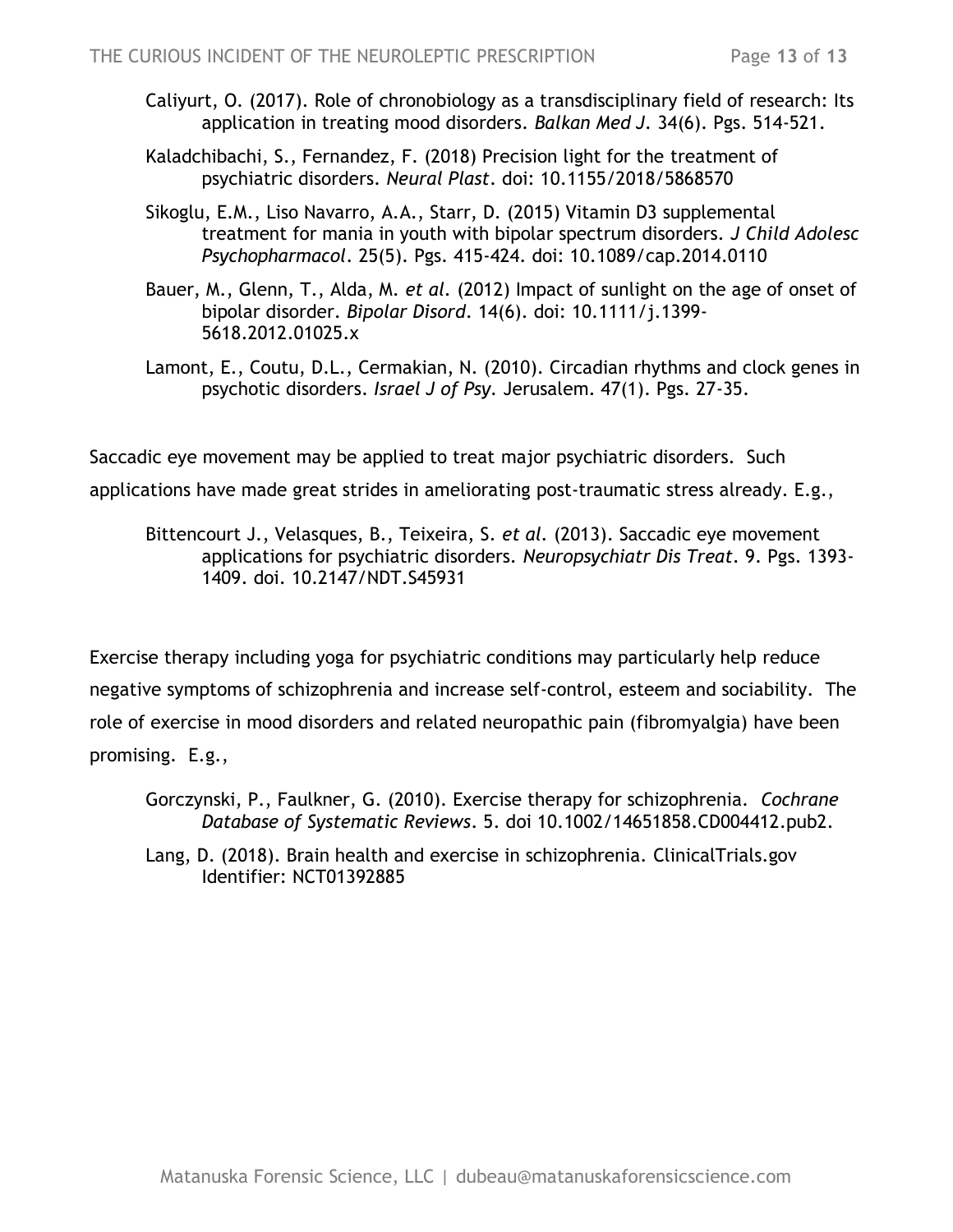Caliyurt, O. (2017). Role of chronobiology as a transdisciplinary field of research: Its application in treating mood disorders. *Balkan Med J*. 34(6). Pgs. 514-521.

Kaladchibachi, S., Fernandez, F. (2018) Precision light for the treatment of psychiatric disorders. *Neural Plast*. doi: 10.1155/2018/5868570

Sikoglu, E.M., Liso Navarro, A.A., Starr, D. (2015) Vitamin D3 supplemental treatment for mania in youth with bipolar spectrum disorders. *J Child Adolesc Psychopharmacol*. 25(5). Pgs. 415-424. doi: 10.1089/cap.2014.0110

Bauer, M., Glenn, T., Alda, M. *et al*. (2012) Impact of sunlight on the age of onset of bipolar disorder. *Bipolar Disord*. 14(6). doi: 10.1111/j.1399-5618.2012.01025.x

Lamont, E., Coutu, D.L., Cermakian, N. (2010). Circadian rhythms and clock genes in psychotic disorders. *Israel J of Psy*. Jerusalem. 47(1). Pgs. 27-35.

Saccadic eye movement may be applied to treat major psychiatric disorders. Such applications have made great strides in ameliorating post-traumatic stress already. E.g.,

Bittencourt J., Velasques, B., Teixeira, S. *et al*. (2013). Saccadic eye movement applications for psychiatric disorders. *Neuropsychiatr Dis Treat*. 9. Pgs. 1393-1409. doi. 10.2147/NDT.S45931

Exercise therapy including yoga for psychiatric conditions may particularly help reduce negative symptoms of schizophrenia and increase self-control, esteem and sociability. The role of exercise in mood disorders and related neuropathic pain (fibromyalgia) have been promising. E.g.,

Gorczynski, P., Faulkner, G. (2010). Exercise therapy for schizophrenia. *Cochrane Database of Systematic Reviews*. 5. doi 10.1002/14651858.CD004412.pub2.

Lang, D. (2018). Brain health and exercise in schizophrenia. ClinicalTrials.gov Identifier: NCT01392885